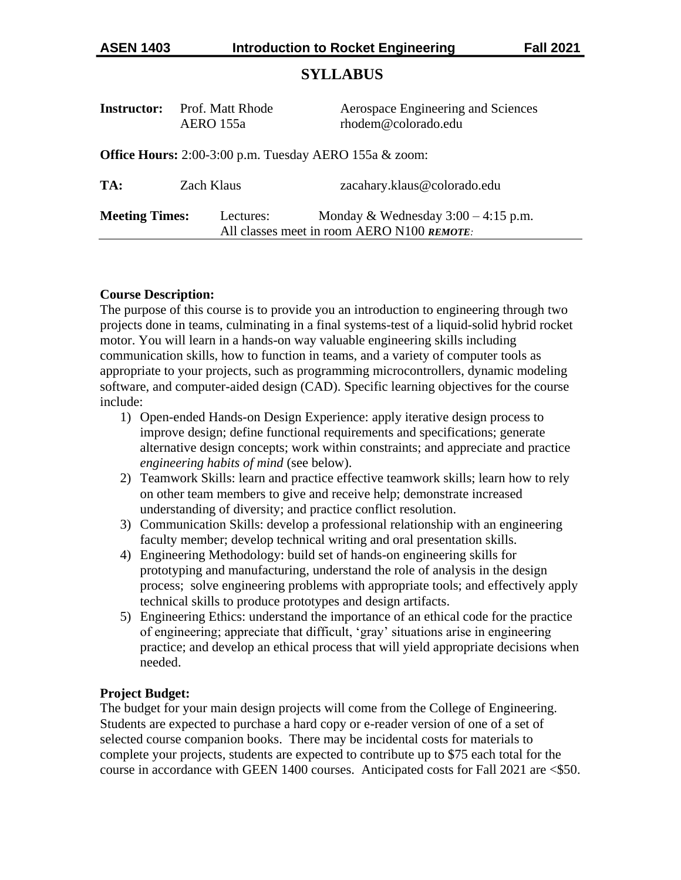**ASEN 1403 Introduction to Rocket Engineering Fall 2021**

# SYLLABUS

| **Instructor:** | Prof. Matt Rhode<br>AERO 155a | Aerospace Engineering and Sciences<br>rhodem@colorado.edu |
|---|---|---|

**Office Hours:** 2:00-3:00 p.m. Tuesday AERO 155a & zoom:

| **TA:** | Zach Klaus | zacahary.klaus@colorado.edu |
|---|---|---|

**Meeting Times:** Lectures: Monday & Wednesday 3:00 – 4:15 p.m.
All classes meet in room AERO N100 ***REMOTE:***

**Course Description:**
The purpose of this course is to provide you an introduction to engineering through two projects done in teams, culminating in a final systems-test of a liquid-solid hybrid rocket motor. You will learn in a hands-on way valuable engineering skills including communication skills, how to function in teams, and a variety of computer tools as appropriate to your projects, such as programming microcontrollers, dynamic modeling software, and computer-aided design (CAD). Specific learning objectives for the course include:

1) Open-ended Hands-on Design Experience: apply iterative design process to improve design; define functional requirements and specifications; generate alternative design concepts; work within constraints; and appreciate and practice *engineering habits of mind* (see below).
2) Teamwork Skills: learn and practice effective teamwork skills; learn how to rely on other team members to give and receive help; demonstrate increased understanding of diversity; and practice conflict resolution.
3) Communication Skills: develop a professional relationship with an engineering faculty member; develop technical writing and oral presentation skills.
4) Engineering Methodology: build set of hands-on engineering skills for prototyping and manufacturing, understand the role of analysis in the design process; solve engineering problems with appropriate tools; and effectively apply technical skills to produce prototypes and design artifacts.
5) Engineering Ethics: understand the importance of an ethical code for the practice of engineering; appreciate that difficult, 'gray' situations arise in engineering practice; and develop an ethical process that will yield appropriate decisions when needed.

**Project Budget:**
The budget for your main design projects will come from the College of Engineering. Students are expected to purchase a hard copy or e-reader version of one of a set of selected course companion books. There may be incidental costs for materials to complete your projects, students are expected to contribute up to $75 each total for the course in accordance with GEEN 1400 courses. Anticipated costs for Fall 2021 are <$50.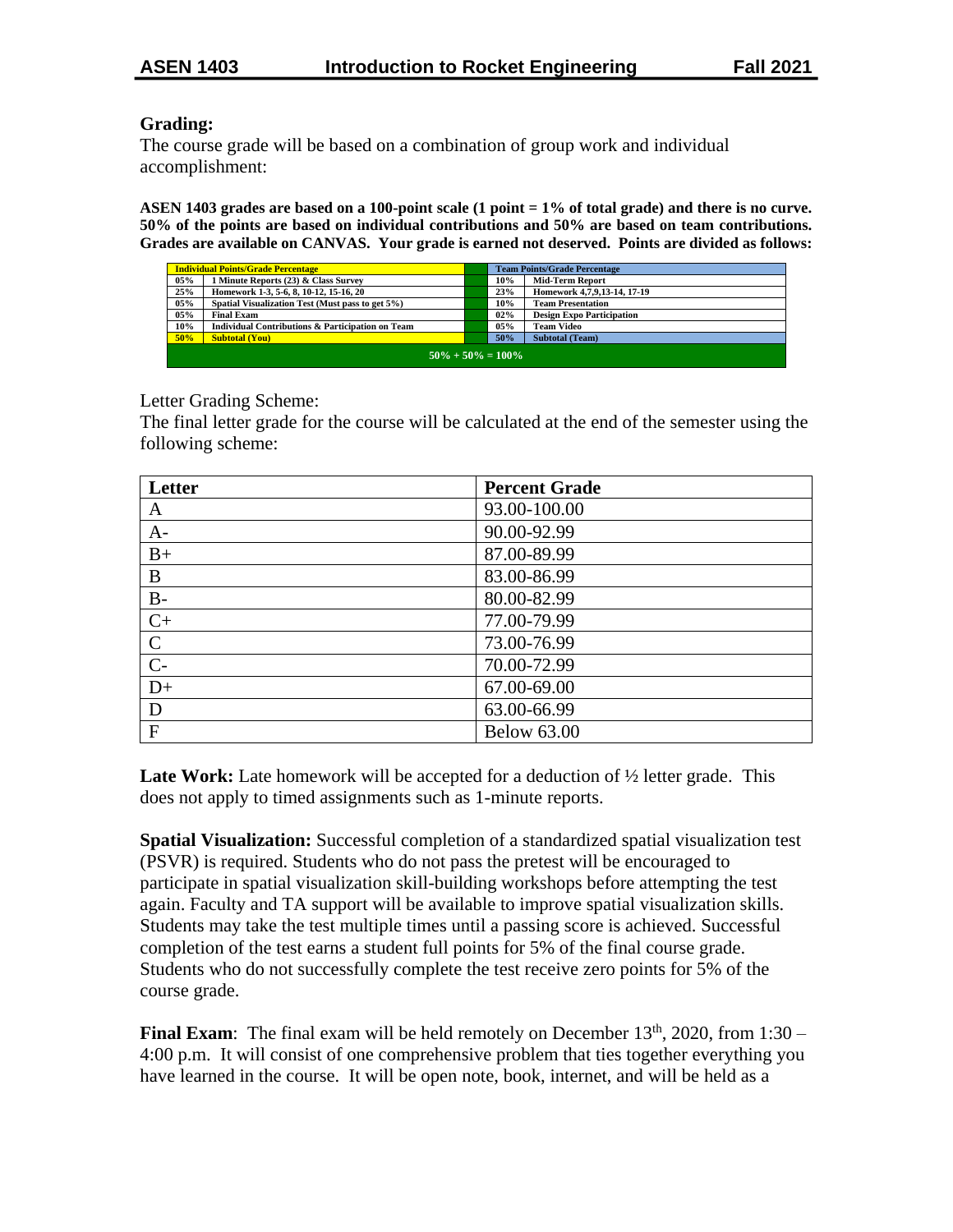## Grading:

The course grade will be based on a combination of group work and individual accomplishment:

**ASEN 1403 grades are based on a 100-point scale (1 point = 1% of total grade) and there is no curve. 50% of the points are based on individual contributions and 50% are based on team contributions. Grades are available on CANVAS. Your grade is earned not deserved. Points are divided as follows:**

| Individual Points/Grade Percentage | | | Team Points/Grade Percentage | |
|---|---|---|---|---|
| 05% | 1 Minute Reports (23) & Class Survey | | 10% | Mid-Term Report |
| 25% | Homework 1-3, 5-6, 8, 10-12, 15-16, 20 | | 23% | Homework 4,7,9,13-14, 17-19 |
| 05% | Spatial Visualization Test (Must pass to get 5%) | | 10% | Team Presentation |
| 05% | Final Exam | | 02% | Design Expo Participation |
| 10% | Individual Contributions & Participation on Team | | 05% | Team Video |
| 50% | Subtotal (You) | | 50% | Subtotal (Team) |
| 50% + 50% = 100% | | | | |

Letter Grading Scheme:

The final letter grade for the course will be calculated at the end of the semester using the following scheme:

| Letter | Percent Grade |
|---|---|
| A | 93.00-100.00 |
| A- | 90.00-92.99 |
| B+ | 87.00-89.99 |
| B | 83.00-86.99 |
| B- | 80.00-82.99 |
| C+ | 77.00-79.99 |
| C | 73.00-76.99 |
| C- | 70.00-72.99 |
| D+ | 67.00-69.00 |
| D | 63.00-66.99 |
| F | Below 63.00 |

**Late Work:** Late homework will be accepted for a deduction of ½ letter grade. This does not apply to timed assignments such as 1-minute reports.

**Spatial Visualization:** Successful completion of a standardized spatial visualization test (PSVR) is required. Students who do not pass the pretest will be encouraged to participate in spatial visualization skill-building workshops before attempting the test again. Faculty and TA support will be available to improve spatial visualization skills. Students may take the test multiple times until a passing score is achieved. Successful completion of the test earns a student full points for 5% of the final course grade. Students who do not successfully complete the test receive zero points for 5% of the course grade.

**Final Exam**: The final exam will be held remotely on December 13th, 2020, from 1:30 – 4:00 p.m. It will consist of one comprehensive problem that ties together everything you have learned in the course. It will be open note, book, internet, and will be held as a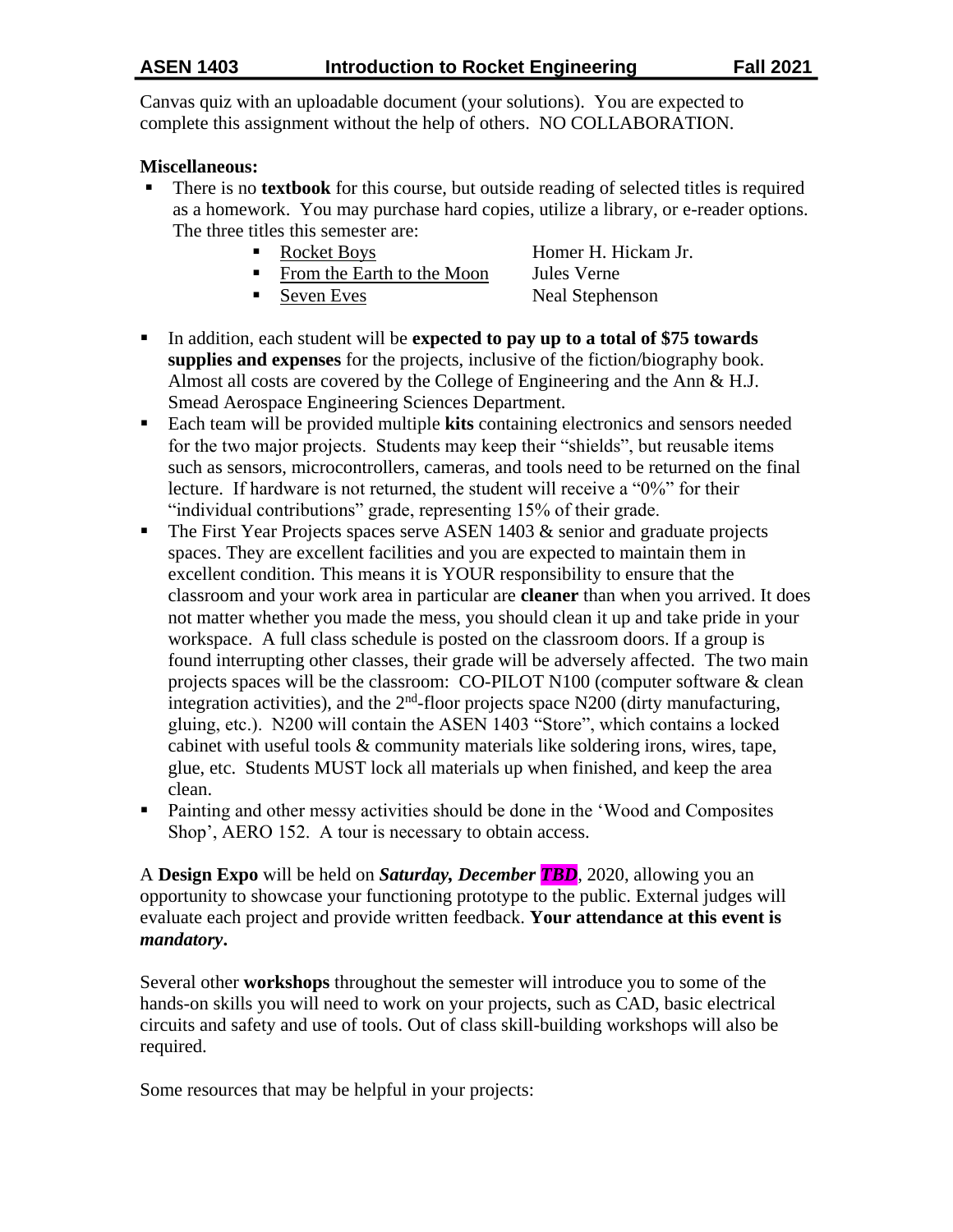Canvas quiz with an uploadable document (your solutions). You are expected to complete this assignment without the help of others. NO COLLABORATION.

**Miscellaneous:**

- There is no **textbook** for this course, but outside reading of selected titles is required as a homework. You may purchase hard copies, utilize a library, or e-reader options. The three titles this semester are:
    - Rocket Boys — Homer H. Hickam Jr.
    - From the Earth to the Moon — Jules Verne
    - Seven Eves — Neal Stephenson
- In addition, each student will be **expected to pay up to a total of $75 towards supplies and expenses** for the projects, inclusive of the fiction/biography book. Almost all costs are covered by the College of Engineering and the Ann & H.J. Smead Aerospace Engineering Sciences Department.
- Each team will be provided multiple **kits** containing electronics and sensors needed for the two major projects. Students may keep their "shields", but reusable items such as sensors, microcontrollers, cameras, and tools need to be returned on the final lecture. If hardware is not returned, the student will receive a "0%" for their "individual contributions" grade, representing 15% of their grade.
- The First Year Projects spaces serve ASEN 1403 & senior and graduate projects spaces. They are excellent facilities and you are expected to maintain them in excellent condition. This means it is YOUR responsibility to ensure that the classroom and your work area in particular are **cleaner** than when you arrived. It does not matter whether you made the mess, you should clean it up and take pride in your workspace. A full class schedule is posted on the classroom doors. If a group is found interrupting other classes, their grade will be adversely affected. The two main projects spaces will be the classroom: CO-PILOT N100 (computer software & clean integration activities), and the 2nd-floor projects space N200 (dirty manufacturing, gluing, etc.). N200 will contain the ASEN 1403 "Store", which contains a locked cabinet with useful tools & community materials like soldering irons, wires, tape, glue, etc. Students MUST lock all materials up when finished, and keep the area clean.
- Painting and other messy activities should be done in the 'Wood and Composites Shop', AERO 152. A tour is necessary to obtain access.

A **Design Expo** will be held on ***Saturday, December TBD***, 2020, allowing you an opportunity to showcase your functioning prototype to the public. External judges will evaluate each project and provide written feedback. **Your attendance at this event is *mandatory*.**

Several other **workshops** throughout the semester will introduce you to some of the hands-on skills you will need to work on your projects, such as CAD, basic electrical circuits and safety and use of tools. Out of class skill-building workshops will also be required.

Some resources that may be helpful in your projects: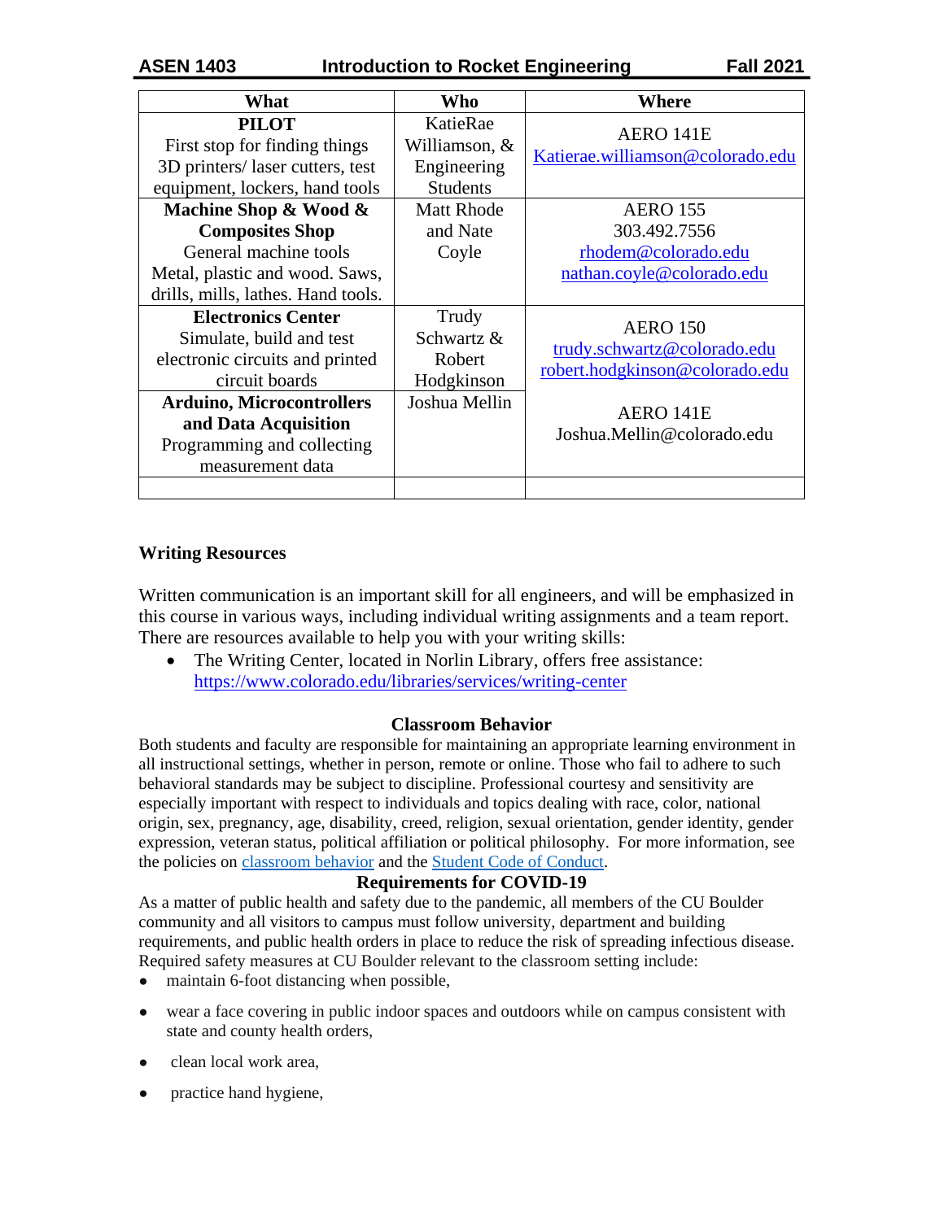| What | Who | Where |
|---|---|---|
| **PILOT**<br>First stop for finding things<br>3D printers/ laser cutters, test equipment, lockers, hand tools | KatieRae Williamson, & Engineering Students | AERO 141E<br>Katierae.williamson@colorado.edu |
| **Machine Shop & Wood & Composites Shop**<br>General machine tools<br>Metal, plastic and wood. Saws, drills, mills, lathes. Hand tools. | Matt Rhode and Nate Coyle | AERO 155<br>303.492.7556<br>rhodem@colorado.edu<br>nathan.coyle@colorado.edu |
| **Electronics Center**<br>Simulate, build and test electronic circuits and printed circuit boards | Trudy Schwartz & Robert Hodgkinson | AERO 150<br>trudy.schwartz@colorado.edu<br>robert.hodgkinson@colorado.edu |
| **Arduino, Microcontrollers and Data Acquisition**<br>Programming and collecting measurement data | Joshua Mellin | AERO 141E<br>Joshua.Mellin@colorado.edu |
| | | |

### Writing Resources

Written communication is an important skill for all engineers, and will be emphasized in this course in various ways, including individual writing assignments and a team report. There are resources available to help you with your writing skills:

- The Writing Center, located in Norlin Library, offers free assistance: https://www.colorado.edu/libraries/services/writing-center

### Classroom Behavior

Both students and faculty are responsible for maintaining an appropriate learning environment in all instructional settings, whether in person, remote or online. Those who fail to adhere to such behavioral standards may be subject to discipline. Professional courtesy and sensitivity are especially important with respect to individuals and topics dealing with race, color, national origin, sex, pregnancy, age, disability, creed, religion, sexual orientation, gender identity, gender expression, veteran status, political affiliation or political philosophy. For more information, see the policies on classroom behavior and the Student Code of Conduct.

### Requirements for COVID-19

As a matter of public health and safety due to the pandemic, all members of the CU Boulder community and all visitors to campus must follow university, department and building requirements, and public health orders in place to reduce the risk of spreading infectious disease. Required safety measures at CU Boulder relevant to the classroom setting include:

- maintain 6-foot distancing when possible,
- wear a face covering in public indoor spaces and outdoors while on campus consistent with state and county health orders,
- clean local work area,
- practice hand hygiene,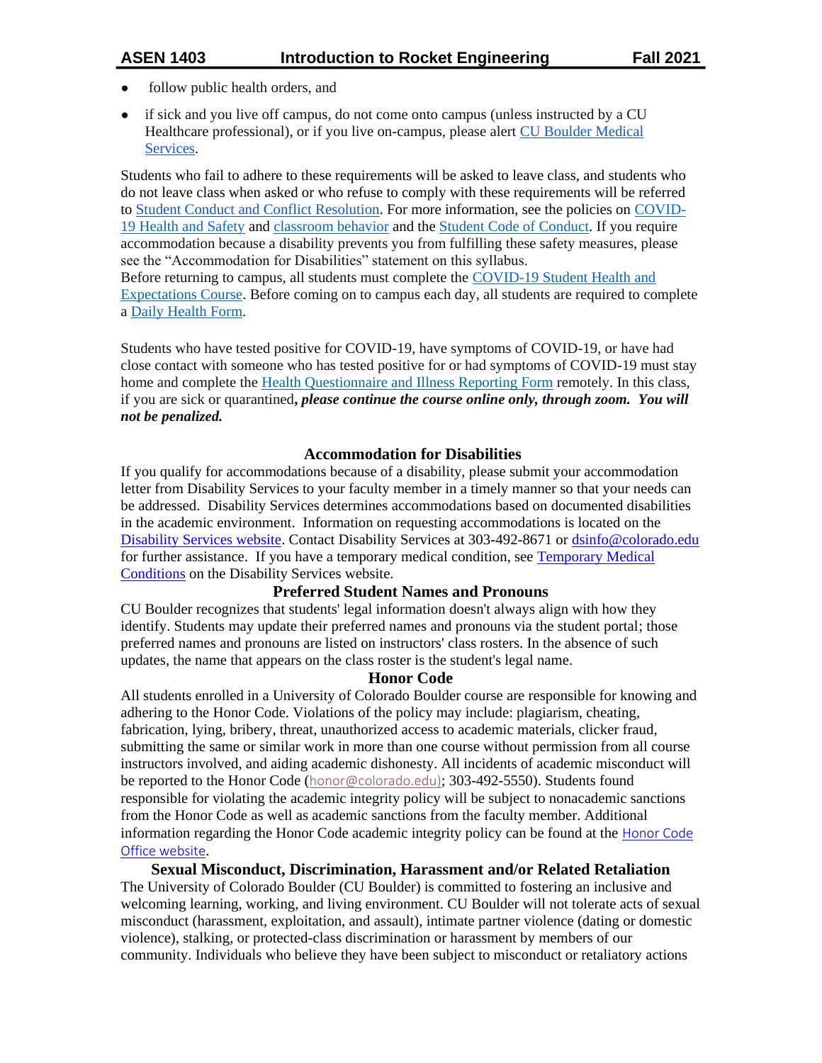- follow public health orders, and
- if sick and you live off campus, do not come onto campus (unless instructed by a CU Healthcare professional), or if you live on-campus, please alert CU Boulder Medical Services.

Students who fail to adhere to these requirements will be asked to leave class, and students who do not leave class when asked or who refuse to comply with these requirements will be referred to Student Conduct and Conflict Resolution. For more information, see the policies on COVID-19 Health and Safety and classroom behavior and the Student Code of Conduct. If you require accommodation because a disability prevents you from fulfilling these safety measures, please see the "Accommodation for Disabilities" statement on this syllabus.
Before returning to campus, all students must complete the COVID-19 Student Health and Expectations Course. Before coming on to campus each day, all students are required to complete a Daily Health Form.

Students who have tested positive for COVID-19, have symptoms of COVID-19, or have had close contact with someone who has tested positive for or had symptoms of COVID-19 must stay home and complete the Health Questionnaire and Illness Reporting Form remotely. In this class, if you are sick or quarantined***, please continue the course online only, through zoom. You will not be penalized.***

### Accommodation for Disabilities

If you qualify for accommodations because of a disability, please submit your accommodation letter from Disability Services to your faculty member in a timely manner so that your needs can be addressed. Disability Services determines accommodations based on documented disabilities in the academic environment. Information on requesting accommodations is located on the Disability Services website. Contact Disability Services at 303-492-8671 or dsinfo@colorado.edu for further assistance. If you have a temporary medical condition, see Temporary Medical Conditions on the Disability Services website.

### Preferred Student Names and Pronouns

CU Boulder recognizes that students' legal information doesn't always align with how they identify. Students may update their preferred names and pronouns via the student portal; those preferred names and pronouns are listed on instructors' class rosters. In the absence of such updates, the name that appears on the class roster is the student's legal name.

### Honor Code

All students enrolled in a University of Colorado Boulder course are responsible for knowing and adhering to the Honor Code. Violations of the policy may include: plagiarism, cheating, fabrication, lying, bribery, threat, unauthorized access to academic materials, clicker fraud, submitting the same or similar work in more than one course without permission from all course instructors involved, and aiding academic dishonesty. All incidents of academic misconduct will be reported to the Honor Code (honor@colorado.edu); 303-492-5550). Students found responsible for violating the academic integrity policy will be subject to nonacademic sanctions from the Honor Code as well as academic sanctions from the faculty member. Additional information regarding the Honor Code academic integrity policy can be found at the Honor Code Office website.

### Sexual Misconduct, Discrimination, Harassment and/or Related Retaliation

The University of Colorado Boulder (CU Boulder) is committed to fostering an inclusive and welcoming learning, working, and living environment. CU Boulder will not tolerate acts of sexual misconduct (harassment, exploitation, and assault), intimate partner violence (dating or domestic violence), stalking, or protected-class discrimination or harassment by members of our community. Individuals who believe they have been subject to misconduct or retaliatory actions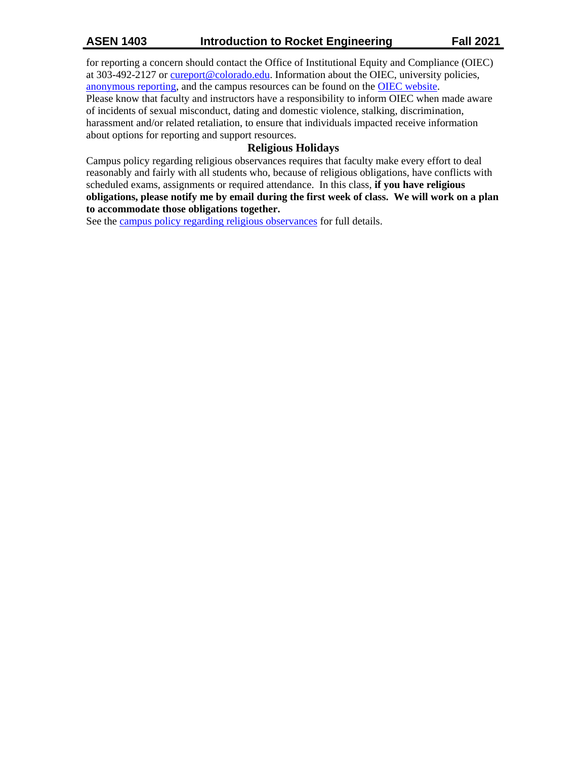for reporting a concern should contact the Office of Institutional Equity and Compliance (OIEC) at 303-492-2127 or cureport@colorado.edu. Information about the OIEC, university policies, anonymous reporting, and the campus resources can be found on the OIEC website.
Please know that faculty and instructors have a responsibility to inform OIEC when made aware of incidents of sexual misconduct, dating and domestic violence, stalking, discrimination, harassment and/or related retaliation, to ensure that individuals impacted receive information about options for reporting and support resources.

## Religious Holidays

Campus policy regarding religious observances requires that faculty make every effort to deal reasonably and fairly with all students who, because of religious obligations, have conflicts with scheduled exams, assignments or required attendance. In this class, **if you have religious obligations, please notify me by email during the first week of class. We will work on a plan to accommodate those obligations together.**
See the campus policy regarding religious observances for full details.